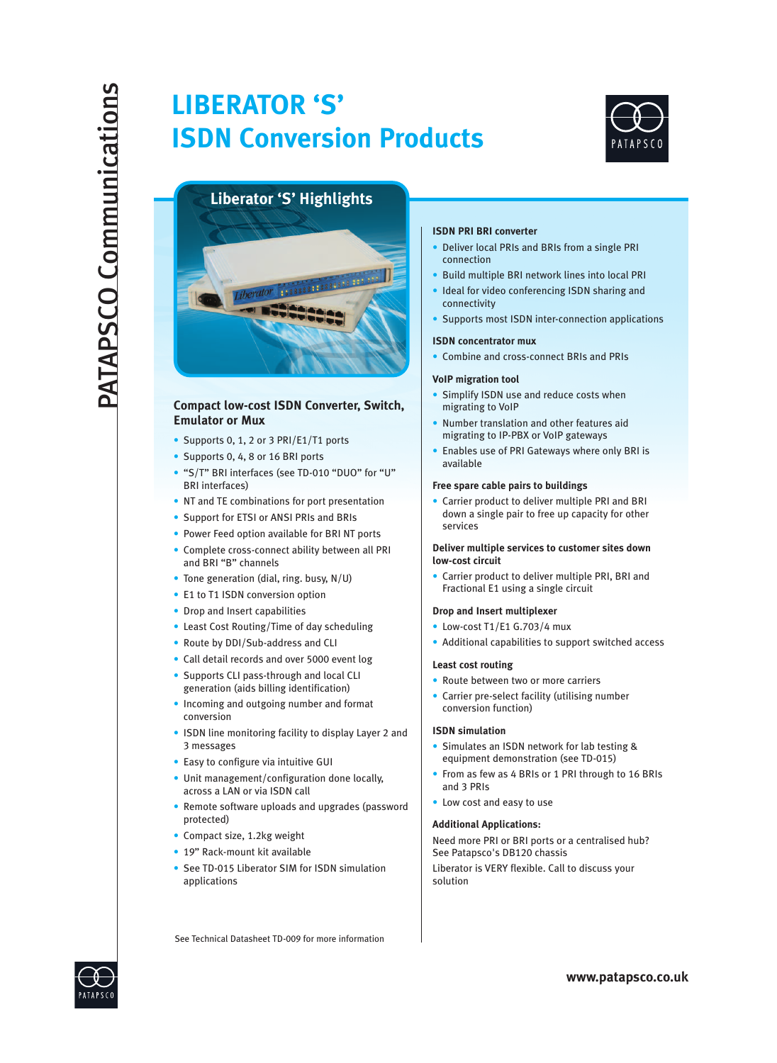# LIBERATOR 'S'
# ISDN Conversion Products

PATAPSCO Communications

## Liberator 'S' Highlights

### Compact low-cost ISDN Converter, Switch, Emulator or Mux

- Supports 0, 1, 2 or 3 PRI/E1/T1 ports
- Supports 0, 4, 8 or 16 BRI ports
- "S/T" BRI interfaces (see TD-010 "DUO" for "U" BRI interfaces)
- NT and TE combinations for port presentation
- Support for ETSI or ANSI PRIs and BRIs
- Power Feed option available for BRI NT ports
- Complete cross-connect ability between all PRI and BRI "B" channels
- Tone generation (dial, ring. busy, N/U)
- E1 to T1 ISDN conversion option
- Drop and Insert capabilities
- Least Cost Routing/Time of day scheduling
- Route by DDI/Sub-address and CLI
- Call detail records and over 5000 event log
- Supports CLI pass-through and local CLI generation (aids billing identification)
- Incoming and outgoing number and format conversion
- ISDN line monitoring facility to display Layer 2 and 3 messages
- Easy to configure via intuitive GUI
- Unit management/configuration done locally, across a LAN or via ISDN call
- Remote software uploads and upgrades (password protected)
- Compact size, 1.2kg weight
- 19" Rack-mount kit available
- See TD-015 Liberator SIM for ISDN simulation applications

See Technical Datasheet TD-009 for more information

### ISDN PRI BRI converter

- Deliver local PRIs and BRIs from a single PRI connection
- Build multiple BRI network lines into local PRI
- Ideal for video conferencing ISDN sharing and connectivity
- Supports most ISDN inter-connection applications

### ISDN concentrator mux

- Combine and cross-connect BRIs and PRIs

### VoIP migration tool

- Simplify ISDN use and reduce costs when migrating to VoIP
- Number translation and other features aid migrating to IP-PBX or VoIP gateways
- Enables use of PRI Gateways where only BRI is available

### Free spare cable pairs to buildings

- Carrier product to deliver multiple PRI and BRI down a single pair to free up capacity for other services

### Deliver multiple services to customer sites down low-cost circuit

- Carrier product to deliver multiple PRI, BRI and Fractional E1 using a single circuit

### Drop and Insert multiplexer

- Low-cost T1/E1 G.703/4 mux
- Additional capabilities to support switched access

### Least cost routing

- Route between two or more carriers
- Carrier pre-select facility (utilising number conversion function)

### ISDN simulation

- Simulates an ISDN network for lab testing & equipment demonstration (see TD-015)
- From as few as 4 BRIs or 1 PRI through to 16 BRIs and 3 PRIs
- Low cost and easy to use

### Additional Applications:

Need more PRI or BRI ports or a centralised hub? See Patapsco's DB120 chassis

Liberator is VERY flexible. Call to discuss your solution

www.patapsco.co.uk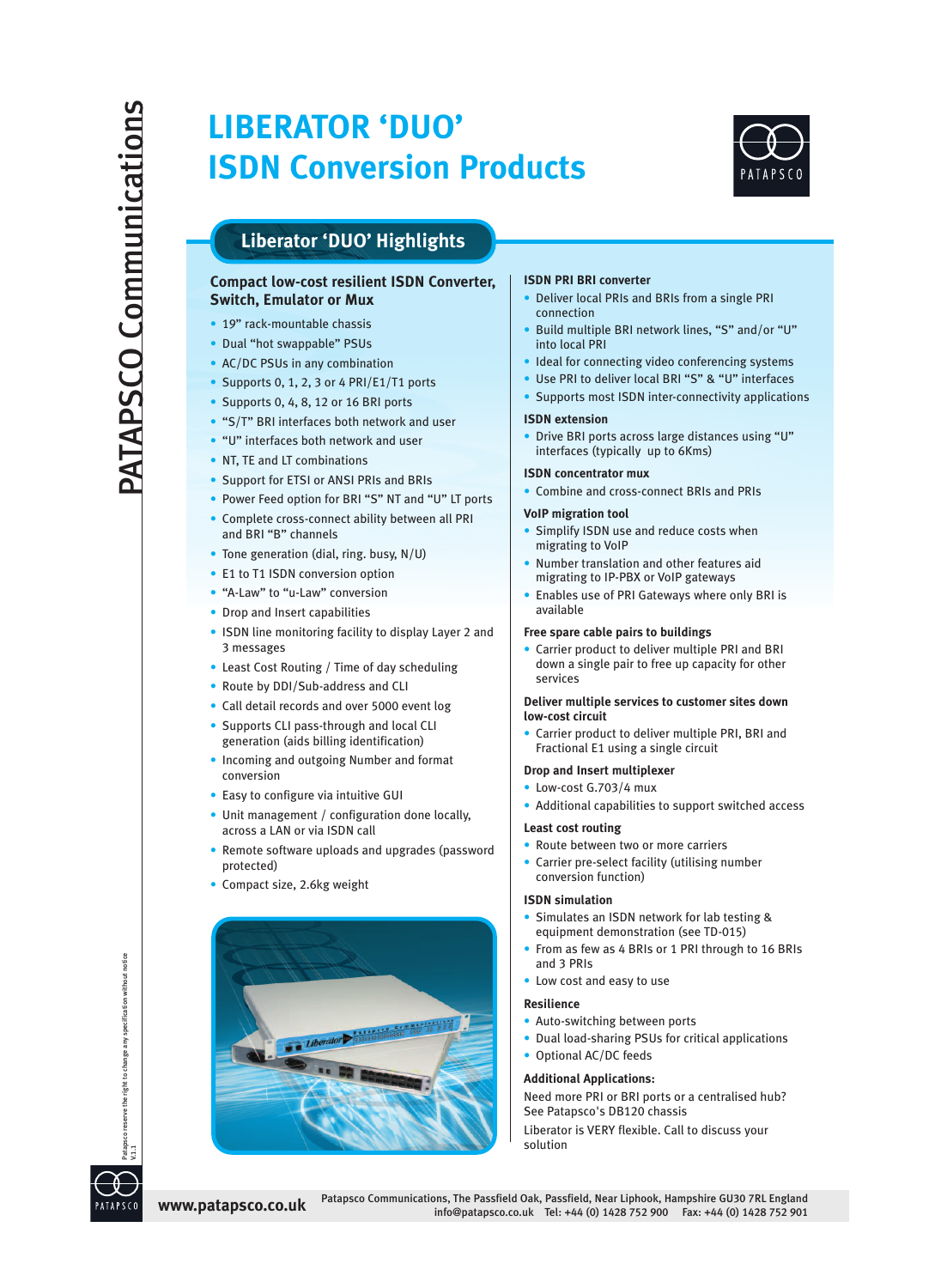# LIBERATOR 'DUO' ISDN Conversion Products

## Liberator 'DUO' Highlights

### Compact low-cost resilient ISDN Converter, Switch, Emulator or Mux

- 19" rack-mountable chassis
- Dual "hot swappable" PSUs
- AC/DC PSUs in any combination
- Supports 0, 1, 2, 3 or 4 PRI/E1/T1 ports
- Supports 0, 4, 8, 12 or 16 BRI ports
- "S/T" BRI interfaces both network and user
- "U" interfaces both network and user
- NT, TE and LT combinations
- Support for ETSI or ANSI PRIs and BRIs
- Power Feed option for BRI "S" NT and "U" LT ports
- Complete cross-connect ability between all PRI and BRI "B" channels
- Tone generation (dial, ring. busy, N/U)
- E1 to T1 ISDN conversion option
- "A-Law" to "u-Law" conversion
- Drop and Insert capabilities
- ISDN line monitoring facility to display Layer 2 and 3 messages
- Least Cost Routing / Time of day scheduling
- Route by DDI/Sub-address and CLI
- Call detail records and over 5000 event log
- Supports CLI pass-through and local CLI generation (aids billing identification)
- Incoming and outgoing Number and format conversion
- Easy to configure via intuitive GUI
- Unit management / configuration done locally, across a LAN or via ISDN call
- Remote software uploads and upgrades (password protected)
- Compact size, 2.6kg weight

### ISDN PRI BRI converter

- Deliver local PRIs and BRIs from a single PRI connection
- Build multiple BRI network lines, "S" and/or "U" into local PRI
- Ideal for connecting video conferencing systems
- Use PRI to deliver local BRI "S" & "U" interfaces
- Supports most ISDN inter-connectivity applications

### ISDN extension

- Drive BRI ports across large distances using "U" interfaces (typically up to 6Kms)

### ISDN concentrator mux

- Combine and cross-connect BRIs and PRIs

### VoIP migration tool

- Simplify ISDN use and reduce costs when migrating to VoIP
- Number translation and other features aid migrating to IP-PBX or VoIP gateways
- Enables use of PRI Gateways where only BRI is available

### Free spare cable pairs to buildings

- Carrier product to deliver multiple PRI and BRI down a single pair to free up capacity for other services

### Deliver multiple services to customer sites down low-cost circuit

- Carrier product to deliver multiple PRI, BRI and Fractional E1 using a single circuit

### Drop and Insert multiplexer

- Low-cost G.703/4 mux
- Additional capabilities to support switched access

### Least cost routing

- Route between two or more carriers
- Carrier pre-select facility (utilising number conversion function)

### ISDN simulation

- Simulates an ISDN network for lab testing & equipment demonstration (see TD-015)
- From as few as 4 BRIs or 1 PRI through to 16 BRIs and 3 PRIs
- Low cost and easy to use

### Resilience

- Auto-switching between ports
- Dual load-sharing PSUs for critical applications
- Optional AC/DC feeds

### Additional Applications:

Need more PRI or BRI ports or a centralised hub? See Patapsco's DB120 chassis

Liberator is VERY flexible. Call to discuss your solution

Patapsco reserve the right to change any specification without notice V1.1

www.patapsco.co.uk

Patapsco Communications, The Passfield Oak, Passfield, Near Liphook, Hampshire GU30 7RL England
info@patapsco.co.uk Tel: +44 (0) 1428 752 900 Fax: +44 (0) 1428 752 901